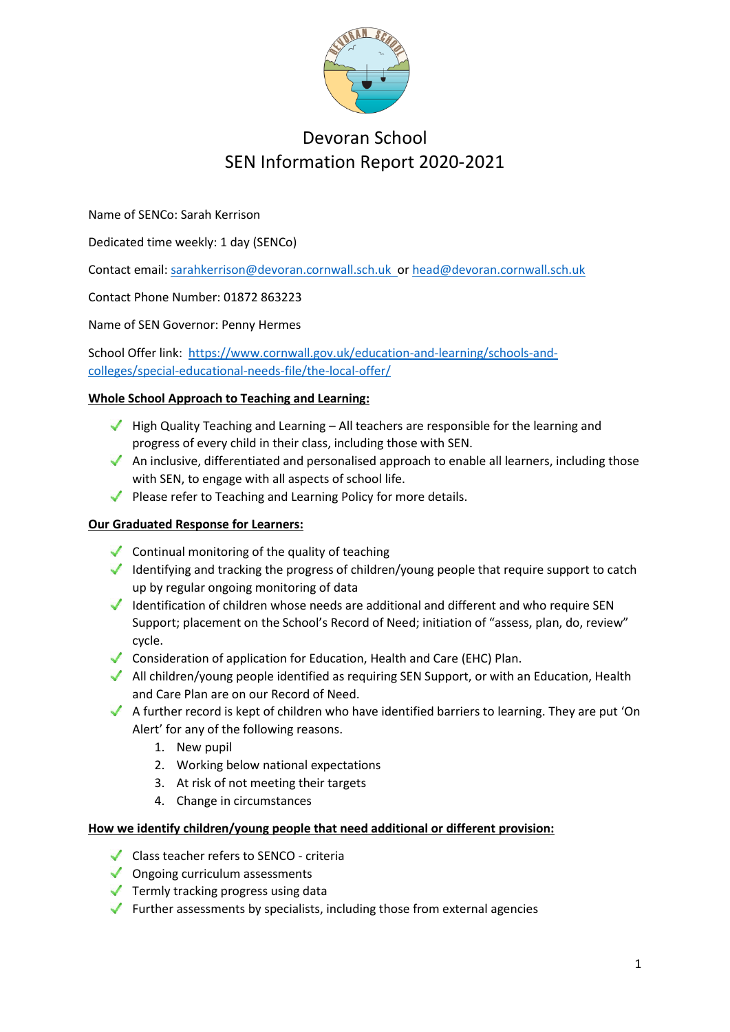# Devoran School
# SEN Information Report 2020-2021

Name of SENCo: Sarah Kerrison

Dedicated time weekly: 1 day (SENCo)

Contact email: sarahkerrison@devoran.cornwall.sch.uk or head@devoran.cornwall.sch.uk

Contact Phone Number: 01872 863223

Name of SEN Governor: Penny Hermes

School Offer link: https://www.cornwall.gov.uk/education-and-learning/schools-and-colleges/special-educational-needs-file/the-local-offer/

**Whole School Approach to Teaching and Learning:**

- ✓ High Quality Teaching and Learning – All teachers are responsible for the learning and progress of every child in their class, including those with SEN.
- ✓ An inclusive, differentiated and personalised approach to enable all learners, including those with SEN, to engage with all aspects of school life.
- ✓ Please refer to Teaching and Learning Policy for more details.

**Our Graduated Response for Learners:**

- ✓ Continual monitoring of the quality of teaching
- ✓ Identifying and tracking the progress of children/young people that require support to catch up by regular ongoing monitoring of data
- ✓ Identification of children whose needs are additional and different and who require SEN Support; placement on the School's Record of Need; initiation of "assess, plan, do, review" cycle.
- ✓ Consideration of application for Education, Health and Care (EHC) Plan.
- ✓ All children/young people identified as requiring SEN Support, or with an Education, Health and Care Plan are on our Record of Need.
- ✓ A further record is kept of children who have identified barriers to learning. They are put 'On Alert' for any of the following reasons.
  1. New pupil
  2. Working below national expectations
  3. At risk of not meeting their targets
  4. Change in circumstances

**How we identify children/young people that need additional or different provision:**

- ✓ Class teacher refers to SENCO - criteria
- ✓ Ongoing curriculum assessments
- ✓ Termly tracking progress using data
- ✓ Further assessments by specialists, including those from external agencies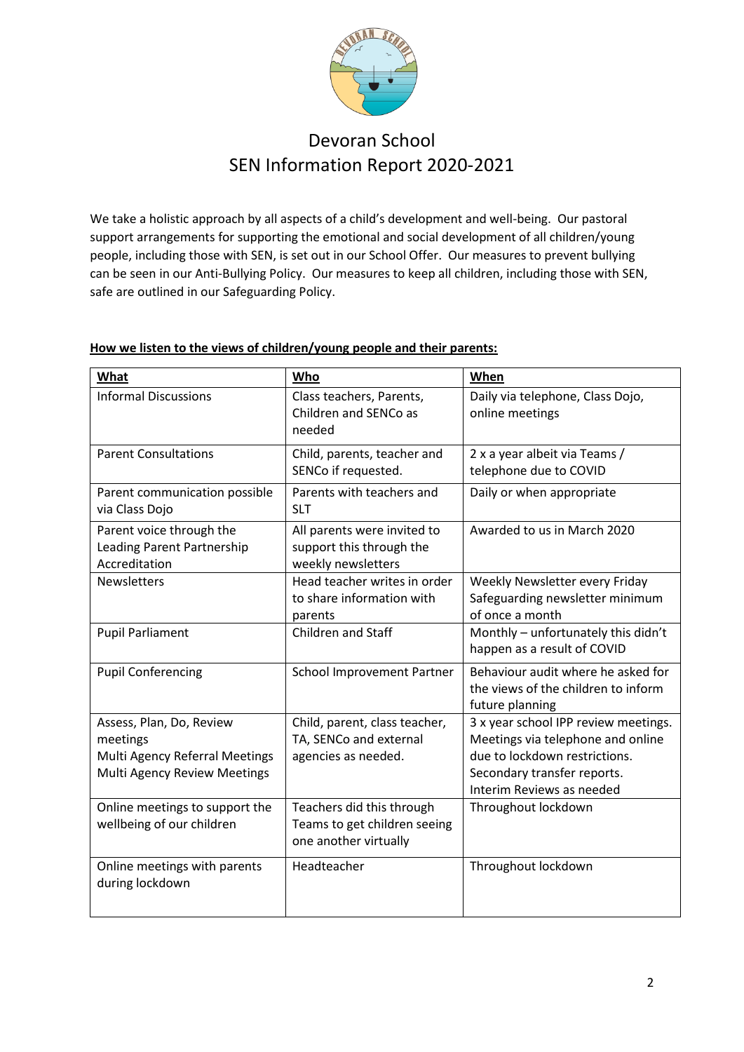# Devoran School
# SEN Information Report 2020-2021

We take a holistic approach by all aspects of a child's development and well-being. Our pastoral support arrangements for supporting the emotional and social development of all children/young people, including those with SEN, is set out in our School Offer. Our measures to prevent bullying can be seen in our Anti-Bullying Policy. Our measures to keep all children, including those with SEN, safe are outlined in our Safeguarding Policy.

**How we listen to the views of children/young people and their parents:**

| What | Who | When |
|---|---|---|
| Informal Discussions | Class teachers, Parents, Children and SENCo as needed | Daily via telephone, Class Dojo, online meetings |
| Parent Consultations | Child, parents, teacher and SENCo if requested. | 2 x a year albeit via Teams / telephone due to COVID |
| Parent communication possible via Class Dojo | Parents with teachers and SLT | Daily or when appropriate |
| Parent voice through the Leading Parent Partnership Accreditation | All parents were invited to support this through the weekly newsletters | Awarded to us in March 2020 |
| Newsletters | Head teacher writes in order to share information with parents | Weekly Newsletter every Friday<br>Safeguarding newsletter minimum of once a month |
| Pupil Parliament | Children and Staff | Monthly – unfortunately this didn't happen as a result of COVID |
| Pupil Conferencing | School Improvement Partner | Behaviour audit where he asked for the views of the children to inform future planning |
| Assess, Plan, Do, Review meetings<br>Multi Agency Referral Meetings<br>Multi Agency Review Meetings | Child, parent, class teacher, TA, SENCo and external agencies as needed. | 3 x year school IPP review meetings. Meetings via telephone and online due to lockdown restrictions.<br>Secondary transfer reports.<br>Interim Reviews as needed |
| Online meetings to support the wellbeing of our children | Teachers did this through Teams to get children seeing one another virtually | Throughout lockdown |
| Online meetings with parents during lockdown | Headteacher | Throughout lockdown |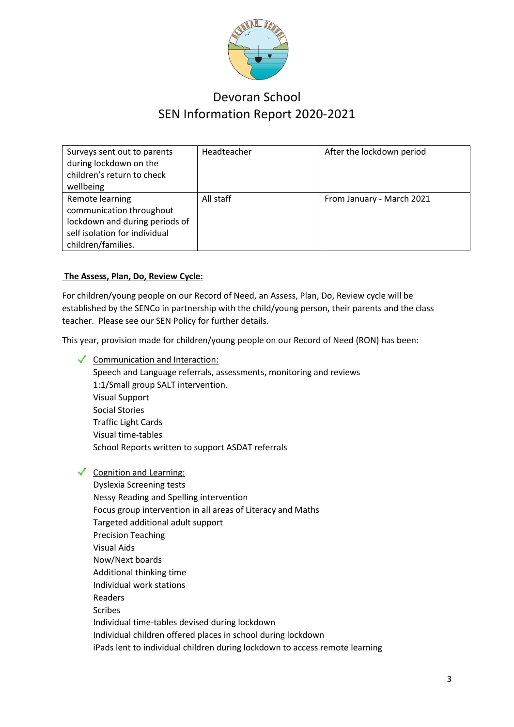# Devoran School
## SEN Information Report 2020-2021

| | | |
|---|---|---|
| Surveys sent out to parents during lockdown on the children's return to check wellbeing | Headteacher | After the lockdown period |
| Remote learning communication throughout lockdown and during periods of self isolation for individual children/families. | All staff | From January - March 2021 |

**The Assess, Plan, Do, Review Cycle:**

For children/young people on our Record of Need, an Assess, Plan, Do, Review cycle will be established by the SENCo in partnership with the child/young person, their parents and the class teacher. Please see our SEN Policy for further details.

This year, provision made for children/young people on our Record of Need (RON) has been:

- ✓ Communication and Interaction:
  Speech and Language referrals, assessments, monitoring and reviews
  1:1/Small group SALT intervention.
  Visual Support
  Social Stories
  Traffic Light Cards
  Visual time-tables
  School Reports written to support ASDAT referrals

- ✓ Cognition and Learning:
  Dyslexia Screening tests
  Nessy Reading and Spelling intervention
  Focus group intervention in all areas of Literacy and Maths
  Targeted additional adult support
  Precision Teaching
  Visual Aids
  Now/Next boards
  Additional thinking time
  Individual work stations
  Readers
  Scribes
  Individual time-tables devised during lockdown
  Individual children offered places in school during lockdown
  iPads lent to individual children during lockdown to access remote learning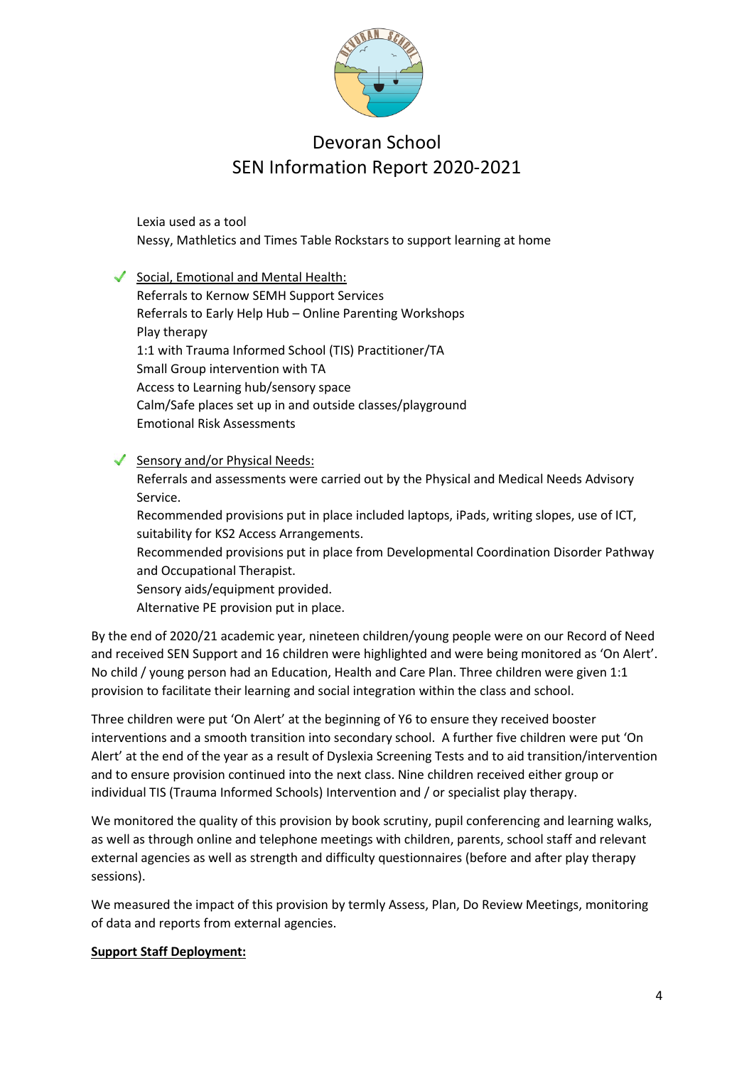Lexia used as a tool
Nessy, Mathletics and Times Table Rockstars to support learning at home

- ✓ Social, Emotional and Mental Health:
  Referrals to Kernow SEMH Support Services
  Referrals to Early Help Hub – Online Parenting Workshops
  Play therapy
  1:1 with Trauma Informed School (TIS) Practitioner/TA
  Small Group intervention with TA
  Access to Learning hub/sensory space
  Calm/Safe places set up in and outside classes/playground
  Emotional Risk Assessments

- ✓ Sensory and/or Physical Needs:
  Referrals and assessments were carried out by the Physical and Medical Needs Advisory Service.
  Recommended provisions put in place included laptops, iPads, writing slopes, use of ICT, suitability for KS2 Access Arrangements.
  Recommended provisions put in place from Developmental Coordination Disorder Pathway and Occupational Therapist.
  Sensory aids/equipment provided.
  Alternative PE provision put in place.

By the end of 2020/21 academic year, nineteen children/young people were on our Record of Need and received SEN Support and 16 children were highlighted and were being monitored as 'On Alert'. No child / young person had an Education, Health and Care Plan. Three children were given 1:1 provision to facilitate their learning and social integration within the class and school.

Three children were put 'On Alert' at the beginning of Y6 to ensure they received booster interventions and a smooth transition into secondary school. A further five children were put 'On Alert' at the end of the year as a result of Dyslexia Screening Tests and to aid transition/intervention and to ensure provision continued into the next class. Nine children received either group or individual TIS (Trauma Informed Schools) Intervention and / or specialist play therapy.

We monitored the quality of this provision by book scrutiny, pupil conferencing and learning walks, as well as through online and telephone meetings with children, parents, school staff and relevant external agencies as well as strength and difficulty questionnaires (before and after play therapy sessions).

We measured the impact of this provision by termly Assess, Plan, Do Review Meetings, monitoring of data and reports from external agencies.

**Support Staff Deployment:**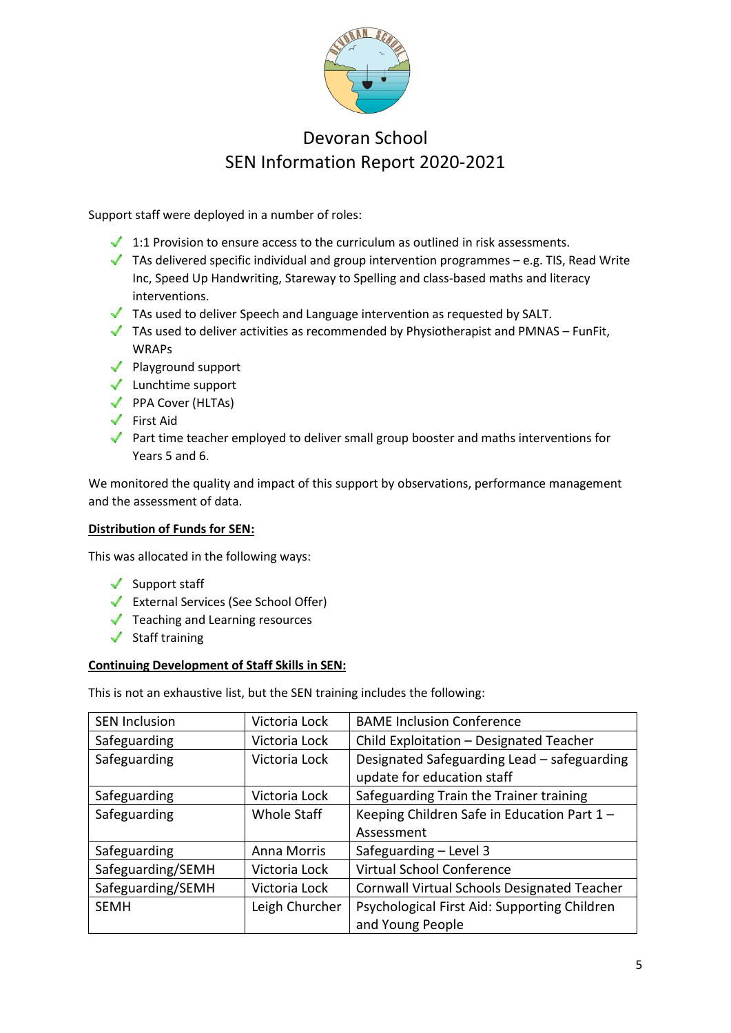# Devoran School
## SEN Information Report 2020-2021

Support staff were deployed in a number of roles:

- 1:1 Provision to ensure access to the curriculum as outlined in risk assessments.
- TAs delivered specific individual and group intervention programmes – e.g. TIS, Read Write Inc, Speed Up Handwriting, Stareway to Spelling and class-based maths and literacy interventions.
- TAs used to deliver Speech and Language intervention as requested by SALT.
- TAs used to deliver activities as recommended by Physiotherapist and PMNAS – FunFit, WRAPs
- Playground support
- Lunchtime support
- PPA Cover (HLTAs)
- First Aid
- Part time teacher employed to deliver small group booster and maths interventions for Years 5 and 6.

We monitored the quality and impact of this support by observations, performance management and the assessment of data.

**Distribution of Funds for SEN:**

This was allocated in the following ways:

- Support staff
- External Services (See School Offer)
- Teaching and Learning resources
- Staff training

**Continuing Development of Staff Skills in SEN:**

This is not an exhaustive list, but the SEN training includes the following:

| | | |
|---|---|---|
| SEN Inclusion | Victoria Lock | BAME Inclusion Conference |
| Safeguarding | Victoria Lock | Child Exploitation – Designated Teacher |
| Safeguarding | Victoria Lock | Designated Safeguarding Lead – safeguarding update for education staff |
| Safeguarding | Victoria Lock | Safeguarding Train the Trainer training |
| Safeguarding | Whole Staff | Keeping Children Safe in Education Part 1 – Assessment |
| Safeguarding | Anna Morris | Safeguarding – Level 3 |
| Safeguarding/SEMH | Victoria Lock | Virtual School Conference |
| Safeguarding/SEMH | Victoria Lock | Cornwall Virtual Schools Designated Teacher |
| SEMH | Leigh Churcher | Psychological First Aid: Supporting Children and Young People |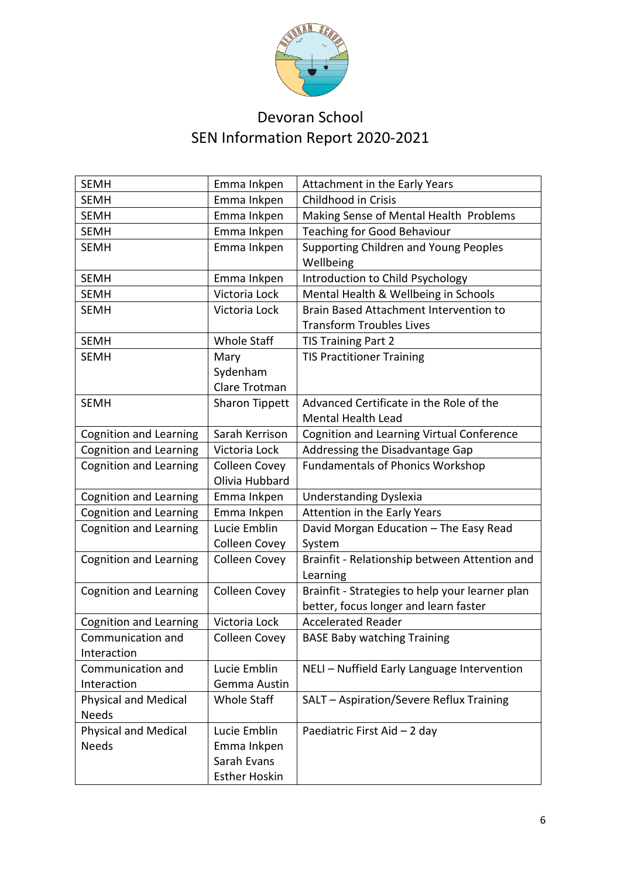# Devoran School
## SEN Information Report 2020-2021

| | | |
|---|---|---|
| SEMH | Emma Inkpen | Attachment in the Early Years |
| SEMH | Emma Inkpen | Childhood in Crisis |
| SEMH | Emma Inkpen | Making Sense of Mental Health Problems |
| SEMH | Emma Inkpen | Teaching for Good Behaviour |
| SEMH | Emma Inkpen | Supporting Children and Young Peoples Wellbeing |
| SEMH | Emma Inkpen | Introduction to Child Psychology |
| SEMH | Victoria Lock | Mental Health & Wellbeing in Schools |
| SEMH | Victoria Lock | Brain Based Attachment Intervention to Transform Troubles Lives |
| SEMH | Whole Staff | TIS Training Part 2 |
| SEMH | Mary Sydenham<br>Clare Trotman | TIS Practitioner Training |
| SEMH | Sharon Tippett | Advanced Certificate in the Role of the Mental Health Lead |
| Cognition and Learning | Sarah Kerrison | Cognition and Learning Virtual Conference |
| Cognition and Learning | Victoria Lock | Addressing the Disadvantage Gap |
| Cognition and Learning | Colleen Covey<br>Olivia Hubbard | Fundamentals of Phonics Workshop |
| Cognition and Learning | Emma Inkpen | Understanding Dyslexia |
| Cognition and Learning | Emma Inkpen | Attention in the Early Years |
| Cognition and Learning | Lucie Emblin<br>Colleen Covey | David Morgan Education – The Easy Read System |
| Cognition and Learning | Colleen Covey | Brainfit - Relationship between Attention and Learning |
| Cognition and Learning | Colleen Covey | Brainfit - Strategies to help your learner plan better, focus longer and learn faster |
| Cognition and Learning | Victoria Lock | Accelerated Reader |
| Communication and Interaction | Colleen Covey | BASE Baby watching Training |
| Communication and Interaction | Lucie Emblin<br>Gemma Austin | NELI – Nuffield Early Language Intervention |
| Physical and Medical Needs | Whole Staff | SALT – Aspiration/Severe Reflux Training |
| Physical and Medical Needs | Lucie Emblin<br>Emma Inkpen<br>Sarah Evans<br>Esther Hoskin | Paediatric First Aid – 2 day |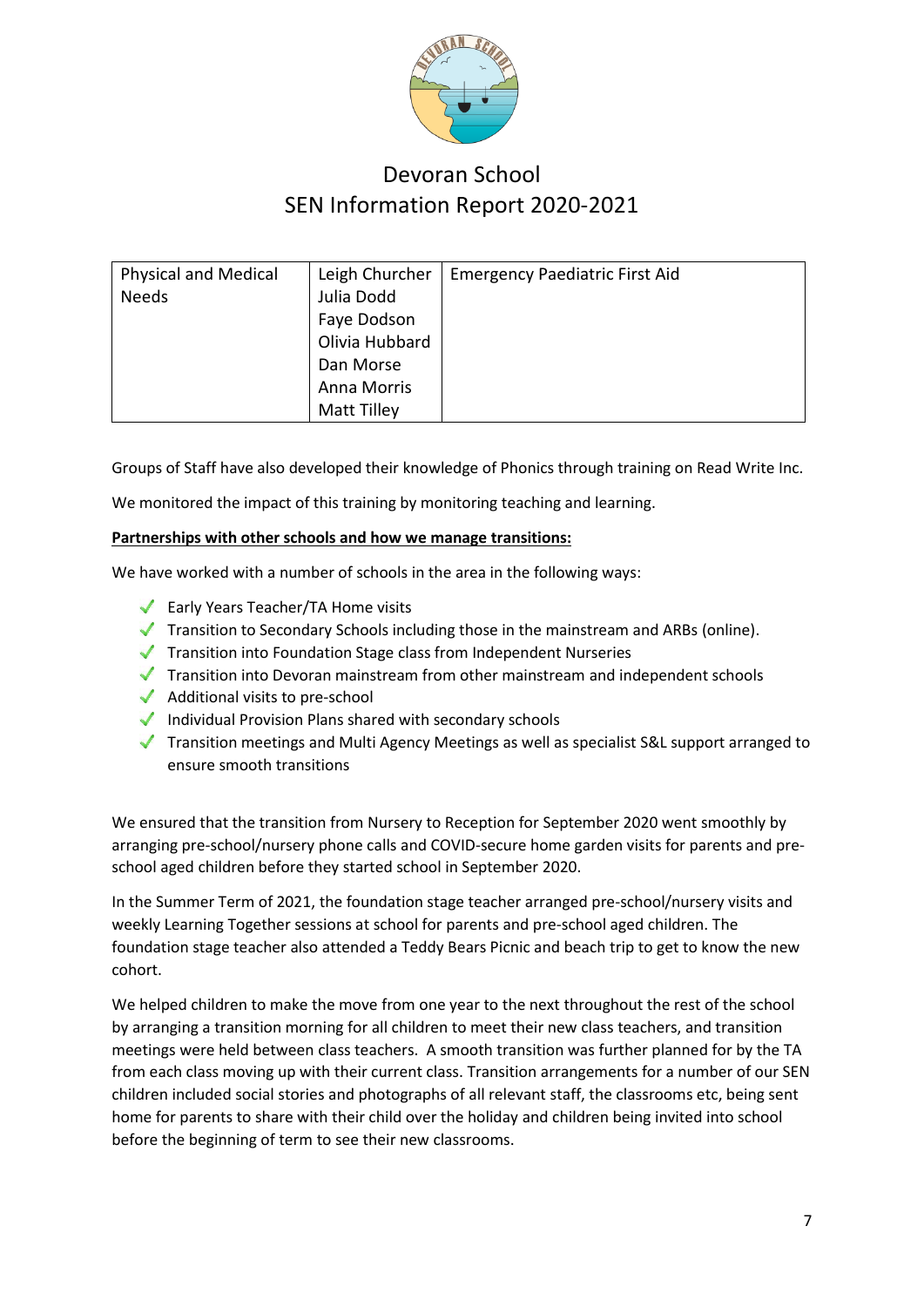# Devoran School
## SEN Information Report 2020-2021

| | | |
|---|---|---|
| Physical and Medical Needs | Leigh Churcher<br>Julia Dodd<br>Faye Dodson<br>Olivia Hubbard<br>Dan Morse<br>Anna Morris<br>Matt Tilley | Emergency Paediatric First Aid |

Groups of Staff have also developed their knowledge of Phonics through training on Read Write Inc.

We monitored the impact of this training by monitoring teaching and learning.

**Partnerships with other schools and how we manage transitions:**

We have worked with a number of schools in the area in the following ways:

- ✓ Early Years Teacher/TA Home visits
- ✓ Transition to Secondary Schools including those in the mainstream and ARBs (online).
- ✓ Transition into Foundation Stage class from Independent Nurseries
- ✓ Transition into Devoran mainstream from other mainstream and independent schools
- ✓ Additional visits to pre-school
- ✓ Individual Provision Plans shared with secondary schools
- ✓ Transition meetings and Multi Agency Meetings as well as specialist S&L support arranged to ensure smooth transitions

We ensured that the transition from Nursery to Reception for September 2020 went smoothly by arranging pre-school/nursery phone calls and COVID-secure home garden visits for parents and pre-school aged children before they started school in September 2020.

In the Summer Term of 2021, the foundation stage teacher arranged pre-school/nursery visits and weekly Learning Together sessions at school for parents and pre-school aged children. The foundation stage teacher also attended a Teddy Bears Picnic and beach trip to get to know the new cohort.

We helped children to make the move from one year to the next throughout the rest of the school by arranging a transition morning for all children to meet their new class teachers, and transition meetings were held between class teachers. A smooth transition was further planned for by the TA from each class moving up with their current class. Transition arrangements for a number of our SEN children included social stories and photographs of all relevant staff, the classrooms etc, being sent home for parents to share with their child over the holiday and children being invited into school before the beginning of term to see their new classrooms.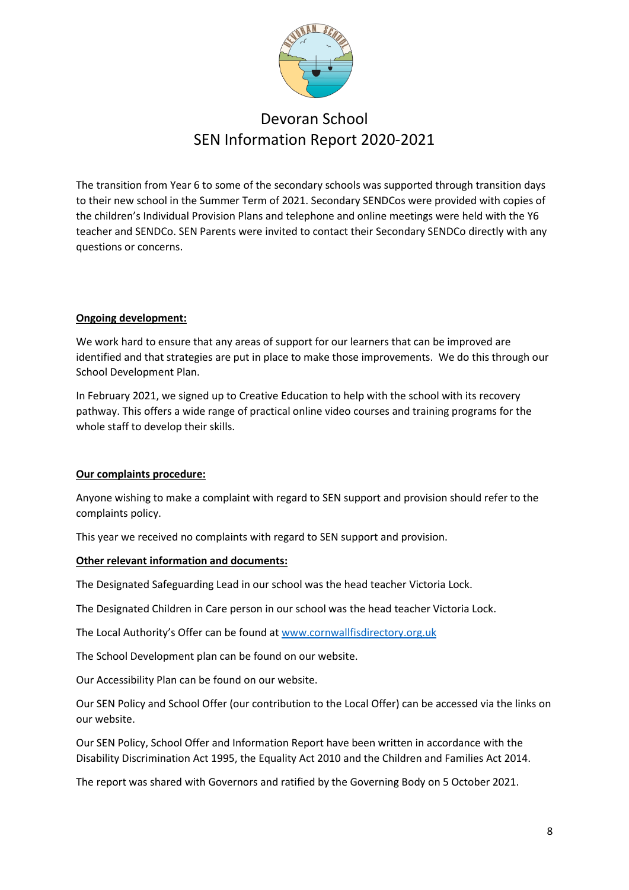# Devoran School
## SEN Information Report 2020-2021

The transition from Year 6 to some of the secondary schools was supported through transition days to their new school in the Summer Term of 2021. Secondary SENDCos were provided with copies of the children's Individual Provision Plans and telephone and online meetings were held with the Y6 teacher and SENDCo. SEN Parents were invited to contact their Secondary SENDCo directly with any questions or concerns.

**Ongoing development:**

We work hard to ensure that any areas of support for our learners that can be improved are identified and that strategies are put in place to make those improvements. We do this through our School Development Plan.

In February 2021, we signed up to Creative Education to help with the school with its recovery pathway. This offers a wide range of practical online video courses and training programs for the whole staff to develop their skills.

**Our complaints procedure:**

Anyone wishing to make a complaint with regard to SEN support and provision should refer to the complaints policy.

This year we received no complaints with regard to SEN support and provision.

**Other relevant information and documents:**

The Designated Safeguarding Lead in our school was the head teacher Victoria Lock.

The Designated Children in Care person in our school was the head teacher Victoria Lock.

The Local Authority's Offer can be found at [www.cornwallfisdirectory.org.uk](www.cornwallfisdirectory.org.uk)

The School Development plan can be found on our website.

Our Accessibility Plan can be found on our website.

Our SEN Policy and School Offer (our contribution to the Local Offer) can be accessed via the links on our website.

Our SEN Policy, School Offer and Information Report have been written in accordance with the Disability Discrimination Act 1995, the Equality Act 2010 and the Children and Families Act 2014.

The report was shared with Governors and ratified by the Governing Body on 5 October 2021.